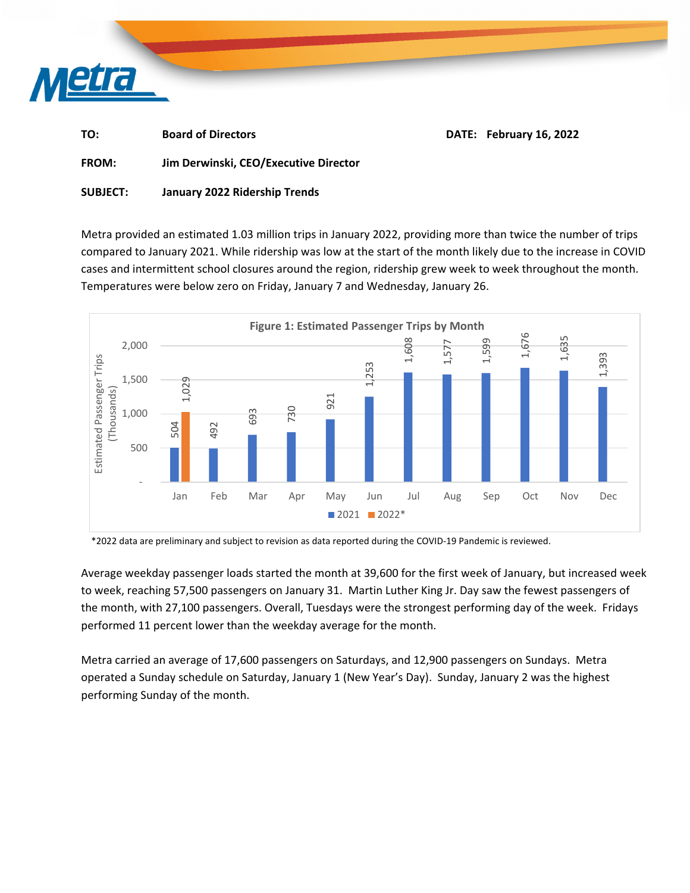**TO:** Board of Directors **DATE:** February 16, 2022

**FROM:** Jim Derwinski, CEO/Executive Director

**SUBJECT:** January 2022 Ridership Trends

Metra provided an estimated 1.03 million trips in January 2022, providing more than twice the number of trips compared to January 2021. While ridership was low at the start of the month likely due to the increase in COVID cases and intermittent school closures around the region, ridership grew week to week throughout the month. Temperatures were below zero on Friday, January 7 and Wednesday, January 26.

**Figure 1: Estimated Passenger Trips by Month**

Estimated Passenger Trips (Thousands)

| Month | 2021 | 2022* |
|---|---|---|
| Jan | 504 | 1,029 |
| Feb | 492 | |
| Mar | 693 | |
| Apr | 730 | |
| May | 921 | |
| Jun | 1,253 | |
| Jul | 1,608 | |
| Aug | 1,577 | |
| Sep | 1,599 | |
| Oct | 1,676 | |
| Nov | 1,635 | |
| Dec | 1,393 | |

*2022 data are preliminary and subject to revision as data reported during the COVID-19 Pandemic is reviewed.

Average weekday passenger loads started the month at 39,600 for the first week of January, but increased week to week, reaching 57,500 passengers on January 31. Martin Luther King Jr. Day saw the fewest passengers of the month, with 27,100 passengers. Overall, Tuesdays were the strongest performing day of the week. Fridays performed 11 percent lower than the weekday average for the month.

Metra carried an average of 17,600 passengers on Saturdays, and 12,900 passengers on Sundays. Metra operated a Sunday schedule on Saturday, January 1 (New Year's Day). Sunday, January 2 was the highest performing Sunday of the month.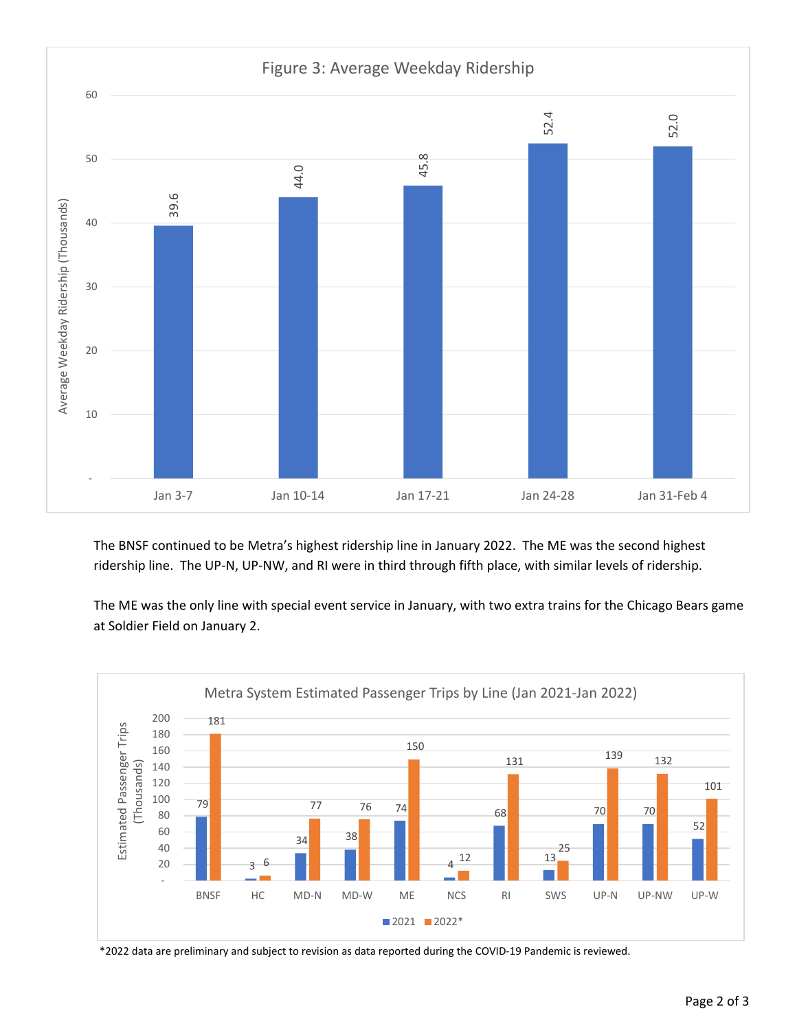**Figure 3: Average Weekday Ridership**

| Week | Average Weekday Ridership (Thousands) |
| --- | --- |
| Jan 3-7 | 39.6 |
| Jan 10-14 | 44.0 |
| Jan 17-21 | 45.8 |
| Jan 24-28 | 52.4 |
| Jan 31-Feb 4 | 52.0 |

The BNSF continued to be Metra's highest ridership line in January 2022. The ME was the second highest ridership line. The UP-N, UP-NW, and RI were in third through fifth place, with similar levels of ridership.

The ME was the only line with special event service in January, with two extra trains for the Chicago Bears game at Soldier Field on January 2.

**Metra System Estimated Passenger Trips by Line (Jan 2021-Jan 2022)**

| Line | 2021 | 2022* |
| --- | --- | --- |
| BNSF | 79 | 181 |
| HC | 3 | 6 |
| MD-N | 34 | 77 |
| MD-W | 38 | 76 |
| ME | 74 | 150 |
| NCS | 4 | 12 |
| RI | 68 | 131 |
| SWS | 13 | 25 |
| UP-N | 70 | 139 |
| UP-NW | 70 | 132 |
| UP-W | 52 | 101 |

Estimated Passenger Trips (Thousands)

*2022 data are preliminary and subject to revision as data reported during the COVID-19 Pandemic is reviewed.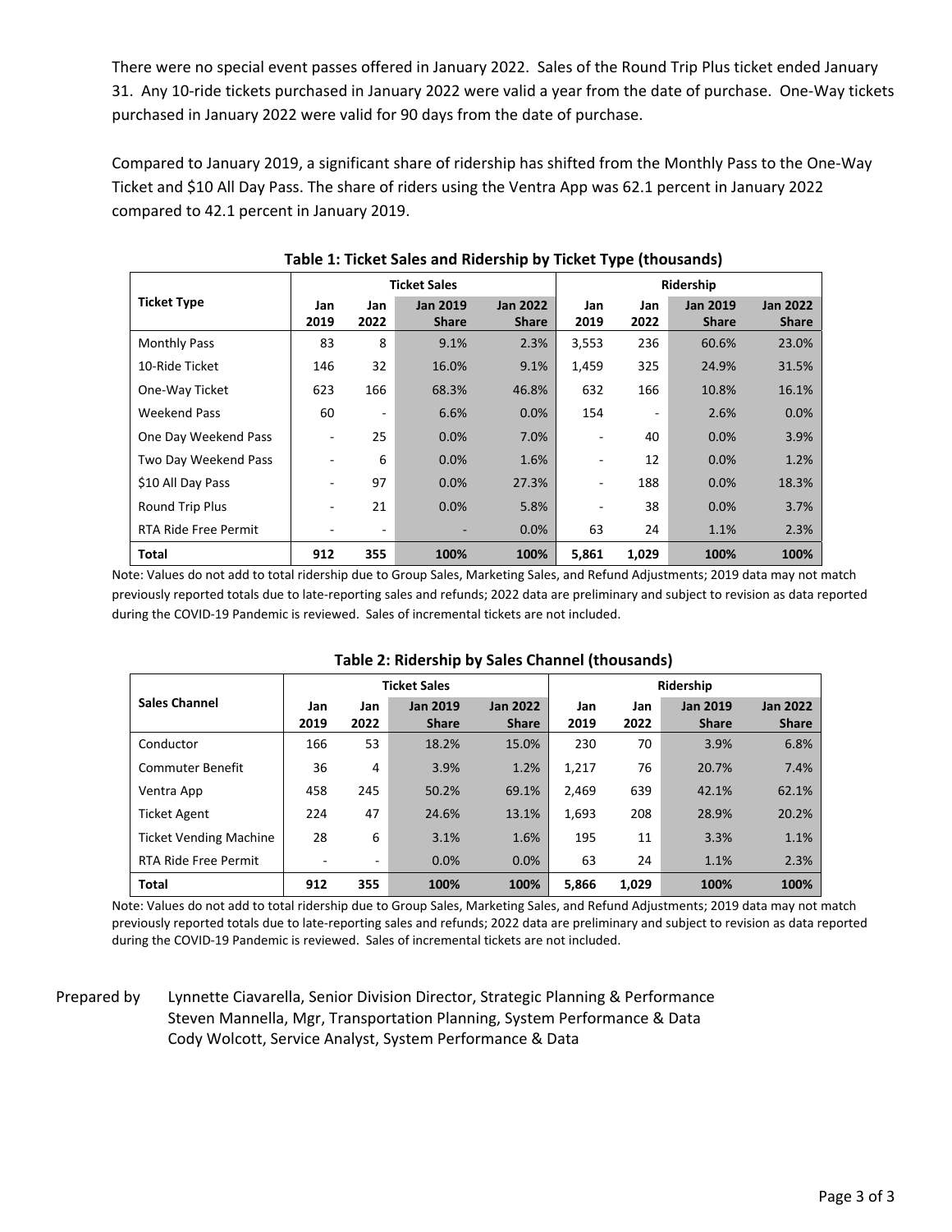There were no special event passes offered in January 2022. Sales of the Round Trip Plus ticket ended January 31. Any 10-ride tickets purchased in January 2022 were valid a year from the date of purchase. One-Way tickets purchased in January 2022 were valid for 90 days from the date of purchase.

Compared to January 2019, a significant share of ridership has shifted from the Monthly Pass to the One-Way Ticket and $10 All Day Pass. The share of riders using the Ventra App was 62.1 percent in January 2022 compared to 42.1 percent in January 2019.

**Table 1: Ticket Sales and Ridership by Ticket Type (thousands)**

| Ticket Type | Ticket Sales | | | | Ridership | | | |
|---|---|---|---|---|---|---|---|---|
| | Jan 2019 | Jan 2022 | Jan 2019 Share | Jan 2022 Share | Jan 2019 | Jan 2022 | Jan 2019 Share | Jan 2022 Share |
| Monthly Pass | 83 | 8 | 9.1% | 2.3% | 3,553 | 236 | 60.6% | 23.0% |
| 10-Ride Ticket | 146 | 32 | 16.0% | 9.1% | 1,459 | 325 | 24.9% | 31.5% |
| One-Way Ticket | 623 | 166 | 68.3% | 46.8% | 632 | 166 | 10.8% | 16.1% |
| Weekend Pass | 60 | - | 6.6% | 0.0% | 154 | - | 2.6% | 0.0% |
| One Day Weekend Pass | - | 25 | 0.0% | 7.0% | - | 40 | 0.0% | 3.9% |
| Two Day Weekend Pass | - | 6 | 0.0% | 1.6% | - | 12 | 0.0% | 1.2% |
| $10 All Day Pass | - | 97 | 0.0% | 27.3% | - | 188 | 0.0% | 18.3% |
| Round Trip Plus | - | 21 | 0.0% | 5.8% | - | 38 | 0.0% | 3.7% |
| RTA Ride Free Permit | - | - | - | 0.0% | 63 | 24 | 1.1% | 2.3% |
| **Total** | **912** | **355** | **100%** | **100%** | **5,861** | **1,029** | **100%** | **100%** |

Note: Values do not add to total ridership due to Group Sales, Marketing Sales, and Refund Adjustments; 2019 data may not match previously reported totals due to late-reporting sales and refunds; 2022 data are preliminary and subject to revision as data reported during the COVID-19 Pandemic is reviewed. Sales of incremental tickets are not included.

**Table 2: Ridership by Sales Channel (thousands)**

| Sales Channel | Ticket Sales | | | | Ridership | | | |
|---|---|---|---|---|---|---|---|---|
| | Jan 2019 | Jan 2022 | Jan 2019 Share | Jan 2022 Share | Jan 2019 | Jan 2022 | Jan 2019 Share | Jan 2022 Share |
| Conductor | 166 | 53 | 18.2% | 15.0% | 230 | 70 | 3.9% | 6.8% |
| Commuter Benefit | 36 | 4 | 3.9% | 1.2% | 1,217 | 76 | 20.7% | 7.4% |
| Ventra App | 458 | 245 | 50.2% | 69.1% | 2,469 | 639 | 42.1% | 62.1% |
| Ticket Agent | 224 | 47 | 24.6% | 13.1% | 1,693 | 208 | 28.9% | 20.2% |
| Ticket Vending Machine | 28 | 6 | 3.1% | 1.6% | 195 | 11 | 3.3% | 1.1% |
| RTA Ride Free Permit | - | - | 0.0% | 0.0% | 63 | 24 | 1.1% | 2.3% |
| **Total** | **912** | **355** | **100%** | **100%** | **5,866** | **1,029** | **100%** | **100%** |

Note: Values do not add to total ridership due to Group Sales, Marketing Sales, and Refund Adjustments; 2019 data may not match previously reported totals due to late-reporting sales and refunds; 2022 data are preliminary and subject to revision as data reported during the COVID-19 Pandemic is reviewed. Sales of incremental tickets are not included.

Prepared by Lynnette Ciavarella, Senior Division Director, Strategic Planning & Performance
Steven Mannella, Mgr, Transportation Planning, System Performance & Data
Cody Wolcott, Service Analyst, System Performance & Data